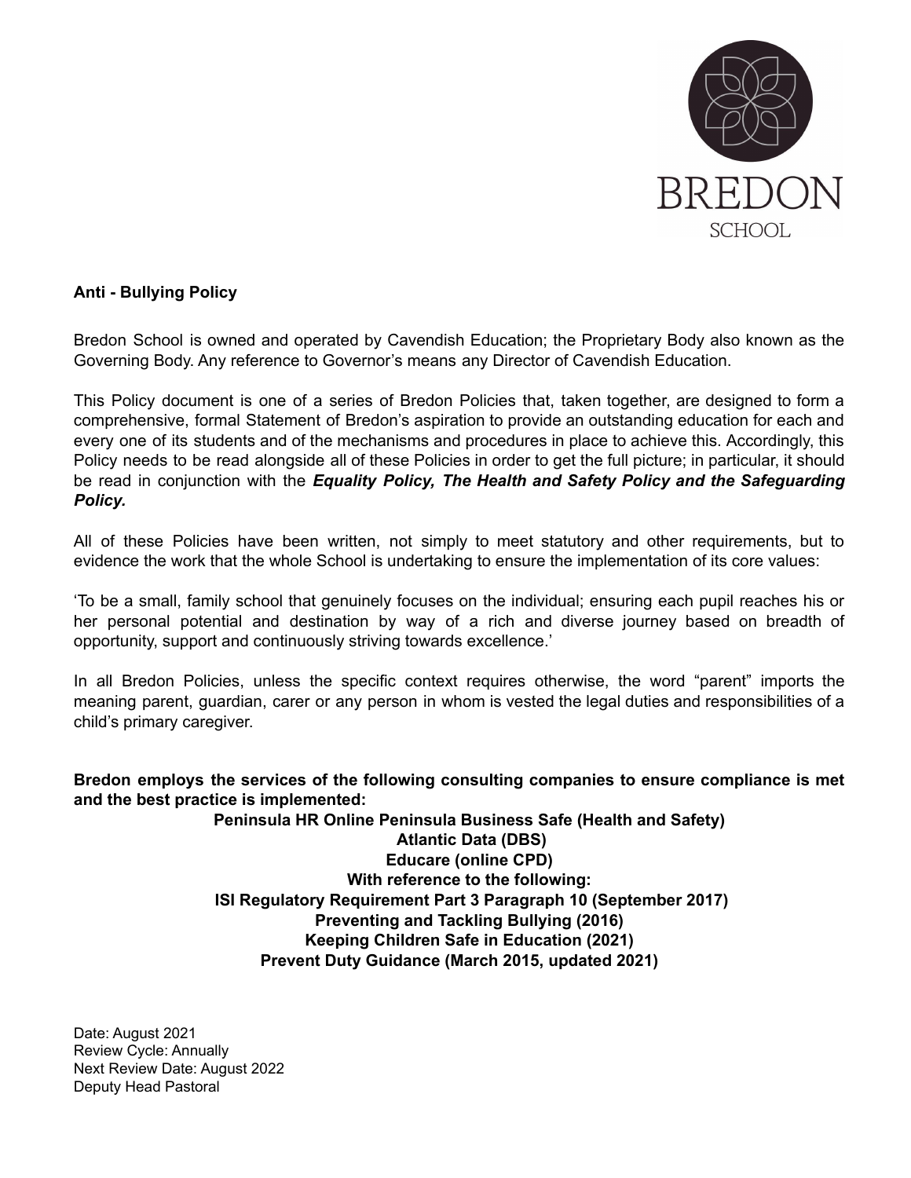BREDON

SCHOOL

**Anti - Bullying Policy**

Bredon School is owned and operated by Cavendish Education; the Proprietary Body also known as the Governing Body. Any reference to Governor's means any Director of Cavendish Education.

This Policy document is one of a series of Bredon Policies that, taken together, are designed to form a comprehensive, formal Statement of Bredon's aspiration to provide an outstanding education for each and every one of its students and of the mechanisms and procedures in place to achieve this. Accordingly, this Policy needs to be read alongside all of these Policies in order to get the full picture; in particular, it should be read in conjunction with the ***Equality Policy, The Health and Safety Policy and the Safeguarding Policy.***

All of these Policies have been written, not simply to meet statutory and other requirements, but to evidence the work that the whole School is undertaking to ensure the implementation of its core values:

'To be a small, family school that genuinely focuses on the individual; ensuring each pupil reaches his or her personal potential and destination by way of a rich and diverse journey based on breadth of opportunity, support and continuously striving towards excellence.'

In all Bredon Policies, unless the specific context requires otherwise, the word "parent" imports the meaning parent, guardian, carer or any person in whom is vested the legal duties and responsibilities of a child's primary caregiver.

**Bredon employs the services of the following consulting companies to ensure compliance is met and the best practice is implemented:**

**Peninsula HR Online Peninsula Business Safe (Health and Safety)**
**Atlantic Data (DBS)**
**Educare (online CPD)**
**With reference to the following:**
**ISI Regulatory Requirement Part 3 Paragraph 10 (September 2017)**
**Preventing and Tackling Bullying (2016)**
**Keeping Children Safe in Education (2021)**
**Prevent Duty Guidance (March 2015, updated 2021)**

Date: August 2021
Review Cycle: Annually
Next Review Date: August 2022
Deputy Head Pastoral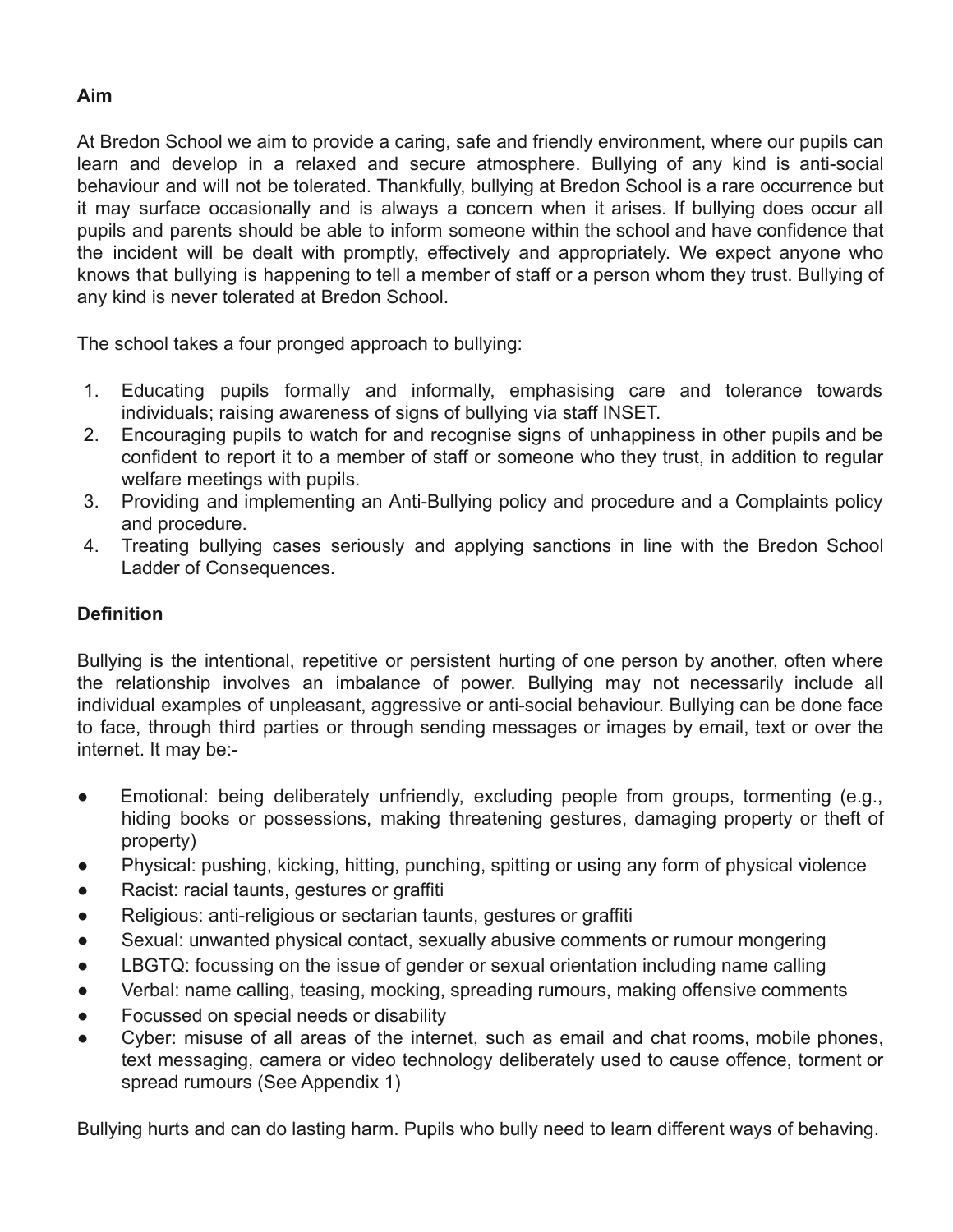**Aim**

At Bredon School we aim to provide a caring, safe and friendly environment, where our pupils can learn and develop in a relaxed and secure atmosphere. Bullying of any kind is anti-social behaviour and will not be tolerated. Thankfully, bullying at Bredon School is a rare occurrence but it may surface occasionally and is always a concern when it arises. If bullying does occur all pupils and parents should be able to inform someone within the school and have confidence that the incident will be dealt with promptly, effectively and appropriately. We expect anyone who knows that bullying is happening to tell a member of staff or a person whom they trust. Bullying of any kind is never tolerated at Bredon School.

The school takes a four pronged approach to bullying:

1. Educating pupils formally and informally, emphasising care and tolerance towards individuals; raising awareness of signs of bullying via staff INSET.
2. Encouraging pupils to watch for and recognise signs of unhappiness in other pupils and be confident to report it to a member of staff or someone who they trust, in addition to regular welfare meetings with pupils.
3. Providing and implementing an Anti-Bullying policy and procedure and a Complaints policy and procedure.
4. Treating bullying cases seriously and applying sanctions in line with the Bredon School Ladder of Consequences.

**Definition**

Bullying is the intentional, repetitive or persistent hurting of one person by another, often where the relationship involves an imbalance of power. Bullying may not necessarily include all individual examples of unpleasant, aggressive or anti-social behaviour. Bullying can be done face to face, through third parties or through sending messages or images by email, text or over the internet. It may be:-

- Emotional: being deliberately unfriendly, excluding people from groups, tormenting (e.g., hiding books or possessions, making threatening gestures, damaging property or theft of property)
- Physical: pushing, kicking, hitting, punching, spitting or using any form of physical violence
- Racist: racial taunts, gestures or graffiti
- Religious: anti-religious or sectarian taunts, gestures or graffiti
- Sexual: unwanted physical contact, sexually abusive comments or rumour mongering
- LBGTQ: focussing on the issue of gender or sexual orientation including name calling
- Verbal: name calling, teasing, mocking, spreading rumours, making offensive comments
- Focussed on special needs or disability
- Cyber: misuse of all areas of the internet, such as email and chat rooms, mobile phones, text messaging, camera or video technology deliberately used to cause offence, torment or spread rumours (See Appendix 1)

Bullying hurts and can do lasting harm. Pupils who bully need to learn different ways of behaving.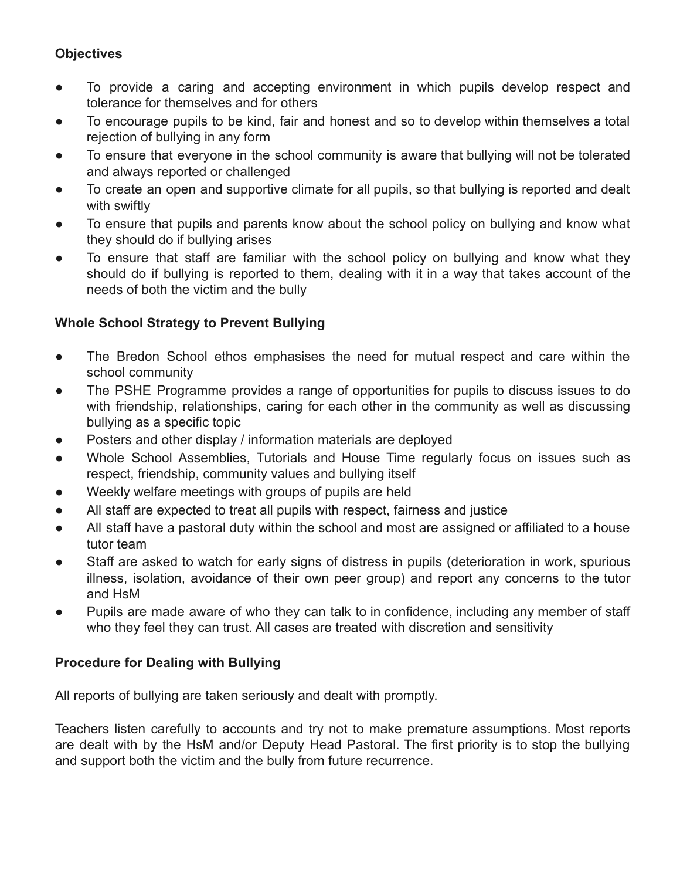**Objectives**

- To provide a caring and accepting environment in which pupils develop respect and tolerance for themselves and for others
- To encourage pupils to be kind, fair and honest and so to develop within themselves a total rejection of bullying in any form
- To ensure that everyone in the school community is aware that bullying will not be tolerated and always reported or challenged
- To create an open and supportive climate for all pupils, so that bullying is reported and dealt with swiftly
- To ensure that pupils and parents know about the school policy on bullying and know what they should do if bullying arises
- To ensure that staff are familiar with the school policy on bullying and know what they should do if bullying is reported to them, dealing with it in a way that takes account of the needs of both the victim and the bully

**Whole School Strategy to Prevent Bullying**

- The Bredon School ethos emphasises the need for mutual respect and care within the school community
- The PSHE Programme provides a range of opportunities for pupils to discuss issues to do with friendship, relationships, caring for each other in the community as well as discussing bullying as a specific topic
- Posters and other display / information materials are deployed
- Whole School Assemblies, Tutorials and House Time regularly focus on issues such as respect, friendship, community values and bullying itself
- Weekly welfare meetings with groups of pupils are held
- All staff are expected to treat all pupils with respect, fairness and justice
- All staff have a pastoral duty within the school and most are assigned or affiliated to a house tutor team
- Staff are asked to watch for early signs of distress in pupils (deterioration in work, spurious illness, isolation, avoidance of their own peer group) and report any concerns to the tutor and HsM
- Pupils are made aware of who they can talk to in confidence, including any member of staff who they feel they can trust. All cases are treated with discretion and sensitivity

**Procedure for Dealing with Bullying**

All reports of bullying are taken seriously and dealt with promptly.

Teachers listen carefully to accounts and try not to make premature assumptions. Most reports are dealt with by the HsM and/or Deputy Head Pastoral. The first priority is to stop the bullying and support both the victim and the bully from future recurrence.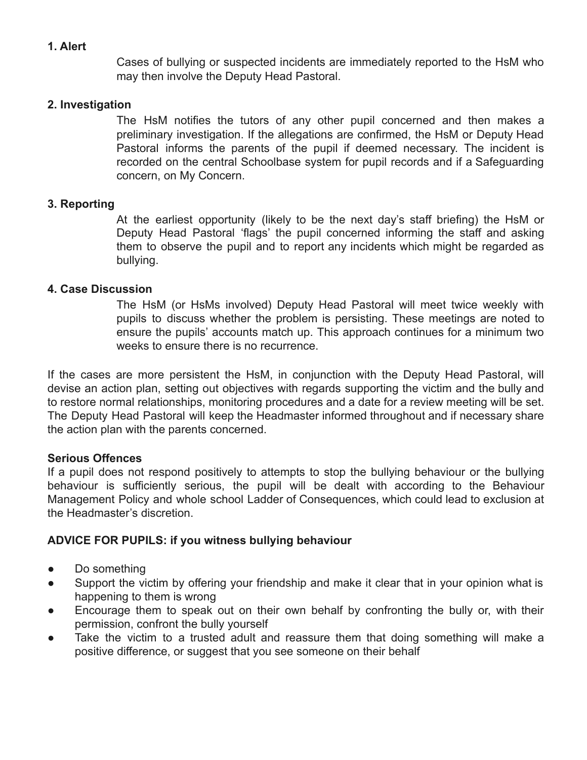**1. Alert**

Cases of bullying or suspected incidents are immediately reported to the HsM who may then involve the Deputy Head Pastoral.

**2. Investigation**

The HsM notifies the tutors of any other pupil concerned and then makes a preliminary investigation. If the allegations are confirmed, the HsM or Deputy Head Pastoral informs the parents of the pupil if deemed necessary. The incident is recorded on the central Schoolbase system for pupil records and if a Safeguarding concern, on My Concern.

**3. Reporting**

At the earliest opportunity (likely to be the next day's staff briefing) the HsM or Deputy Head Pastoral 'flags' the pupil concerned informing the staff and asking them to observe the pupil and to report any incidents which might be regarded as bullying.

**4. Case Discussion**

The HsM (or HsMs involved) Deputy Head Pastoral will meet twice weekly with pupils to discuss whether the problem is persisting. These meetings are noted to ensure the pupils' accounts match up. This approach continues for a minimum two weeks to ensure there is no recurrence.

If the cases are more persistent the HsM, in conjunction with the Deputy Head Pastoral, will devise an action plan, setting out objectives with regards supporting the victim and the bully and to restore normal relationships, monitoring procedures and a date for a review meeting will be set. The Deputy Head Pastoral will keep the Headmaster informed throughout and if necessary share the action plan with the parents concerned.

**Serious Offences**

If a pupil does not respond positively to attempts to stop the bullying behaviour or the bullying behaviour is sufficiently serious, the pupil will be dealt with according to the Behaviour Management Policy and whole school Ladder of Consequences, which could lead to exclusion at the Headmaster's discretion.

**ADVICE FOR PUPILS: if you witness bullying behaviour**

- Do something
- Support the victim by offering your friendship and make it clear that in your opinion what is happening to them is wrong
- Encourage them to speak out on their own behalf by confronting the bully or, with their permission, confront the bully yourself
- Take the victim to a trusted adult and reassure them that doing something will make a positive difference, or suggest that you see someone on their behalf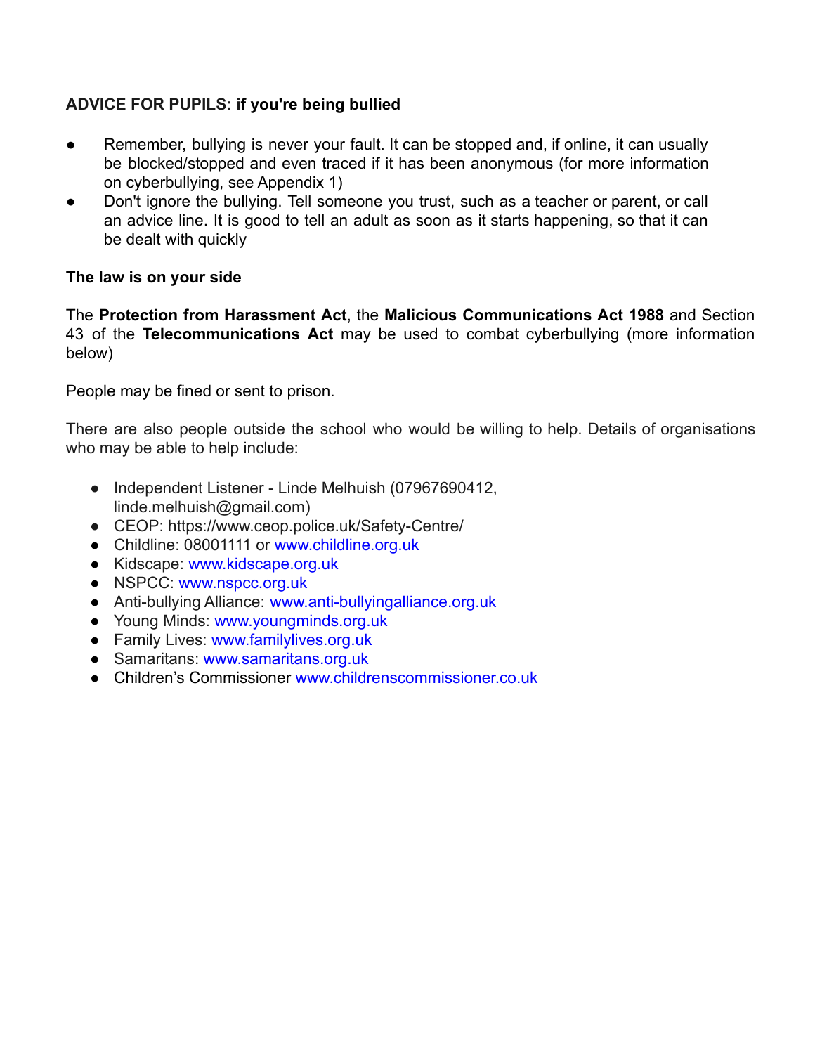**ADVICE FOR PUPILS: if you're being bullied**

- Remember, bullying is never your fault. It can be stopped and, if online, it can usually be blocked/stopped and even traced if it has been anonymous (for more information on cyberbullying, see Appendix 1)
- Don't ignore the bullying. Tell someone you trust, such as a teacher or parent, or call an advice line. It is good to tell an adult as soon as it starts happening, so that it can be dealt with quickly

**The law is on your side**

The **Protection from Harassment Act**, the **Malicious Communications Act 1988** and Section 43 of the **Telecommunications Act** may be used to combat cyberbullying (more information below)

People may be fined or sent to prison.

There are also people outside the school who would be willing to help. Details of organisations who may be able to help include:

- Independent Listener - Linde Melhuish (07967690412, linde.melhuish@gmail.com)
- CEOP: https://www.ceop.police.uk/Safety-Centre/
- Childline: 08001111 or www.childline.org.uk
- Kidscape: www.kidscape.org.uk
- NSPCC: www.nspcc.org.uk
- Anti-bullying Alliance: www.anti-bullyingalliance.org.uk
- Young Minds: www.youngminds.org.uk
- Family Lives: www.familylives.org.uk
- Samaritans: www.samaritans.org.uk
- Children's Commissioner www.childrenscommissioner.co.uk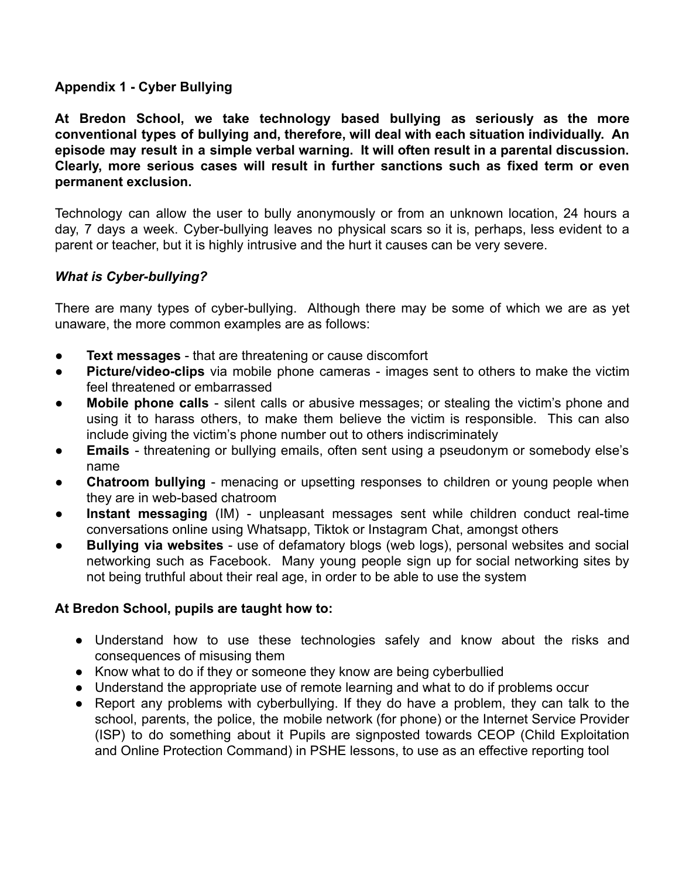**Appendix 1 - Cyber Bullying**

**At Bredon School, we take technology based bullying as seriously as the more conventional types of bullying and, therefore, will deal with each situation individually. An episode may result in a simple verbal warning. It will often result in a parental discussion. Clearly, more serious cases will result in further sanctions such as fixed term or even permanent exclusion.**

Technology can allow the user to bully anonymously or from an unknown location, 24 hours a day, 7 days a week. Cyber-bullying leaves no physical scars so it is, perhaps, less evident to a parent or teacher, but it is highly intrusive and the hurt it causes can be very severe.

***What is Cyber-bullying?***

There are many types of cyber-bullying. Although there may be some of which we are as yet unaware, the more common examples are as follows:

- **Text messages** - that are threatening or cause discomfort
- **Picture/video-clips** via mobile phone cameras - images sent to others to make the victim feel threatened or embarrassed
- **Mobile phone calls** - silent calls or abusive messages; or stealing the victim's phone and using it to harass others, to make them believe the victim is responsible. This can also include giving the victim's phone number out to others indiscriminately
- **Emails** - threatening or bullying emails, often sent using a pseudonym or somebody else's name
- **Chatroom bullying** - menacing or upsetting responses to children or young people when they are in web-based chatroom
- **Instant messaging** (IM) - unpleasant messages sent while children conduct real-time conversations online using Whatsapp, Tiktok or Instagram Chat, amongst others
- **Bullying via websites** - use of defamatory blogs (web logs), personal websites and social networking such as Facebook. Many young people sign up for social networking sites by not being truthful about their real age, in order to be able to use the system

**At Bredon School, pupils are taught how to:**

- Understand how to use these technologies safely and know about the risks and consequences of misusing them
- Know what to do if they or someone they know are being cyberbullied
- Understand the appropriate use of remote learning and what to do if problems occur
- Report any problems with cyberbullying. If they do have a problem, they can talk to the school, parents, the police, the mobile network (for phone) or the Internet Service Provider (ISP) to do something about it Pupils are signposted towards CEOP (Child Exploitation and Online Protection Command) in PSHE lessons, to use as an effective reporting tool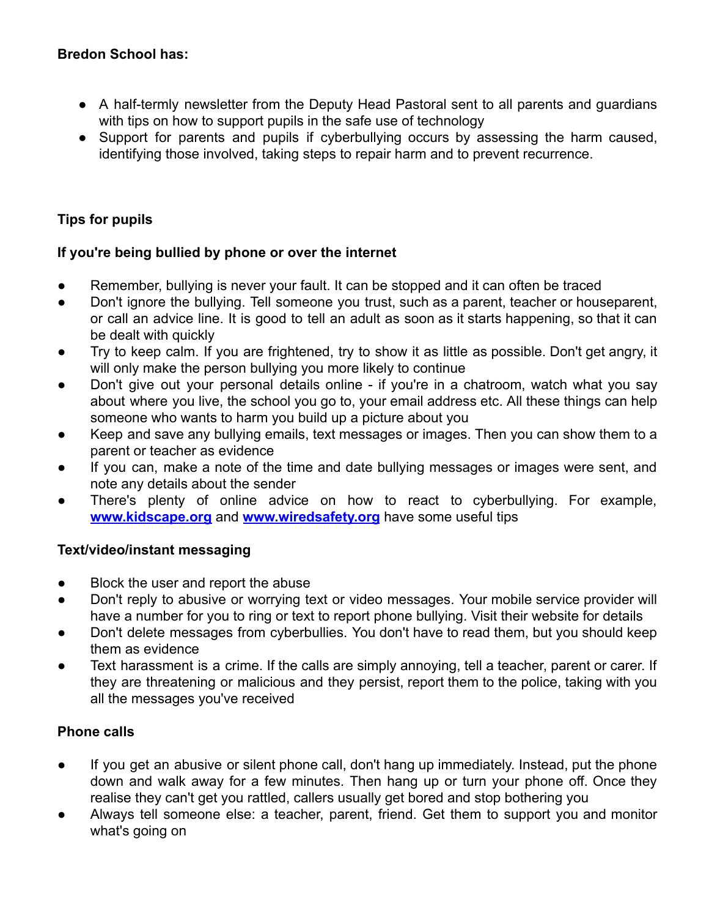**Bredon School has:**

- A half-termly newsletter from the Deputy Head Pastoral sent to all parents and guardians with tips on how to support pupils in the safe use of technology
- Support for parents and pupils if cyberbullying occurs by assessing the harm caused, identifying those involved, taking steps to repair harm and to prevent recurrence.

**Tips for pupils**

**If you're being bullied by phone or over the internet**

- Remember, bullying is never your fault. It can be stopped and it can often be traced
- Don't ignore the bullying. Tell someone you trust, such as a parent, teacher or houseparent, or call an advice line. It is good to tell an adult as soon as it starts happening, so that it can be dealt with quickly
- Try to keep calm. If you are frightened, try to show it as little as possible. Don't get angry, it will only make the person bullying you more likely to continue
- Don't give out your personal details online - if you're in a chatroom, watch what you say about where you live, the school you go to, your email address etc. All these things can help someone who wants to harm you build up a picture about you
- Keep and save any bullying emails, text messages or images. Then you can show them to a parent or teacher as evidence
- If you can, make a note of the time and date bullying messages or images were sent, and note any details about the sender
- There's plenty of online advice on how to react to cyberbullying. For example, **[www.kidscape.org](http://www.kidscape.org)** and **[www.wiredsafety.org](http://www.wiredsafety.org)** have some useful tips

**Text/video/instant messaging**

- Block the user and report the abuse
- Don't reply to abusive or worrying text or video messages. Your mobile service provider will have a number for you to ring or text to report phone bullying. Visit their website for details
- Don't delete messages from cyberbullies. You don't have to read them, but you should keep them as evidence
- Text harassment is a crime. If the calls are simply annoying, tell a teacher, parent or carer. If they are threatening or malicious and they persist, report them to the police, taking with you all the messages you've received

**Phone calls**

- If you get an abusive or silent phone call, don't hang up immediately. Instead, put the phone down and walk away for a few minutes. Then hang up or turn your phone off. Once they realise they can't get you rattled, callers usually get bored and stop bothering you
- Always tell someone else: a teacher, parent, friend. Get them to support you and monitor what's going on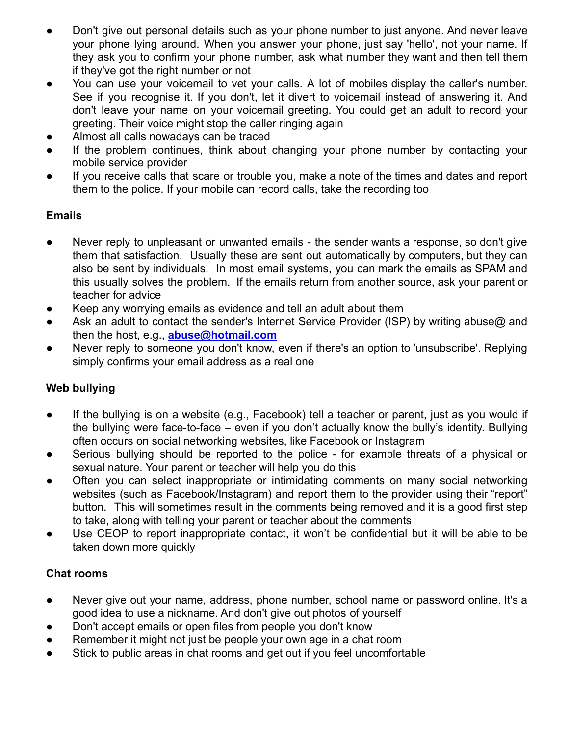- Don't give out personal details such as your phone number to just anyone. And never leave your phone lying around. When you answer your phone, just say 'hello', not your name. If they ask you to confirm your phone number, ask what number they want and then tell them if they've got the right number or not
- You can use your voicemail to vet your calls. A lot of mobiles display the caller's number. See if you recognise it. If you don't, let it divert to voicemail instead of answering it. And don't leave your name on your voicemail greeting. You could get an adult to record your greeting. Their voice might stop the caller ringing again
- Almost all calls nowadays can be traced
- If the problem continues, think about changing your phone number by contacting your mobile service provider
- If you receive calls that scare or trouble you, make a note of the times and dates and report them to the police. If your mobile can record calls, take the recording too

**Emails**

- Never reply to unpleasant or unwanted emails - the sender wants a response, so don't give them that satisfaction. Usually these are sent out automatically by computers, but they can also be sent by individuals. In most email systems, you can mark the emails as SPAM and this usually solves the problem. If the emails return from another source, ask your parent or teacher for advice
- Keep any worrying emails as evidence and tell an adult about them
- Ask an adult to contact the sender's Internet Service Provider (ISP) by writing abuse@ and then the host, e.g., **abuse@hotmail.com**
- Never reply to someone you don't know, even if there's an option to 'unsubscribe'. Replying simply confirms your email address as a real one

**Web bullying**

- If the bullying is on a website (e.g., Facebook) tell a teacher or parent, just as you would if the bullying were face-to-face – even if you don't actually know the bully's identity. Bullying often occurs on social networking websites, like Facebook or Instagram
- Serious bullying should be reported to the police - for example threats of a physical or sexual nature. Your parent or teacher will help you do this
- Often you can select inappropriate or intimidating comments on many social networking websites (such as Facebook/Instagram) and report them to the provider using their "report" button. This will sometimes result in the comments being removed and it is a good first step to take, along with telling your parent or teacher about the comments
- Use CEOP to report inappropriate contact, it won't be confidential but it will be able to be taken down more quickly

**Chat rooms**

- Never give out your name, address, phone number, school name or password online. It's a good idea to use a nickname. And don't give out photos of yourself
- Don't accept emails or open files from people you don't know
- Remember it might not just be people your own age in a chat room
- Stick to public areas in chat rooms and get out if you feel uncomfortable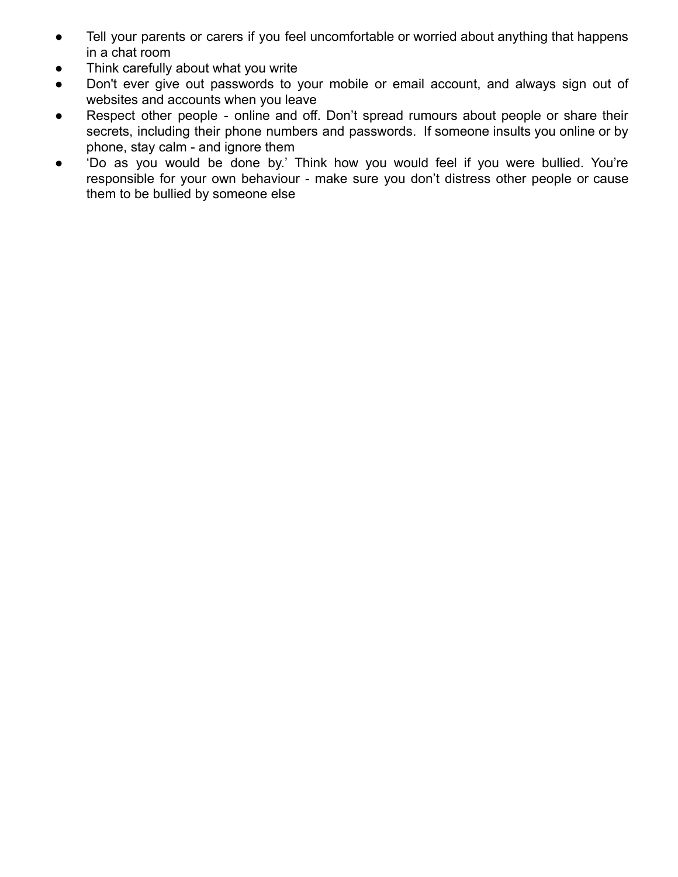- Tell your parents or carers if you feel uncomfortable or worried about anything that happens in a chat room
- Think carefully about what you write
- Don't ever give out passwords to your mobile or email account, and always sign out of websites and accounts when you leave
- Respect other people - online and off. Don't spread rumours about people or share their secrets, including their phone numbers and passwords. If someone insults you online or by phone, stay calm - and ignore them
- 'Do as you would be done by.' Think how you would feel if you were bullied. You're responsible for your own behaviour - make sure you don't distress other people or cause them to be bullied by someone else